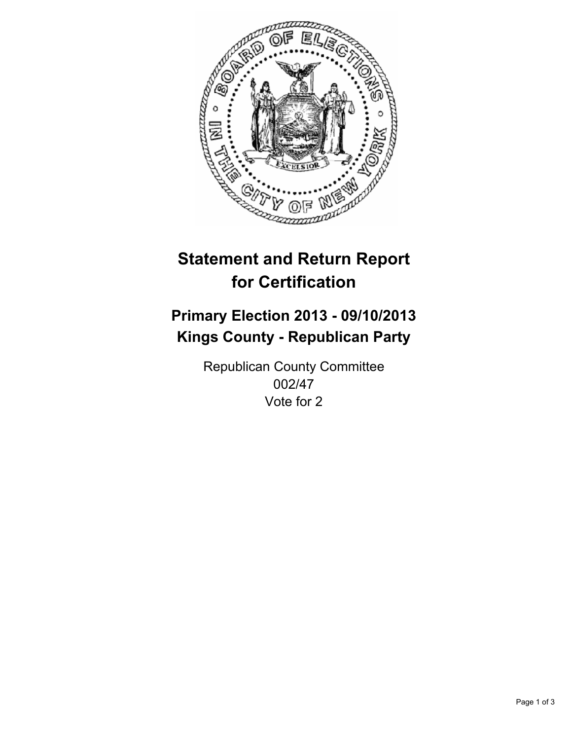# Statement and Return Report for Certification

## Primary Election 2013 - 09/10/2013
## Kings County - Republican Party

Republican County Committee
002/47
Vote for 2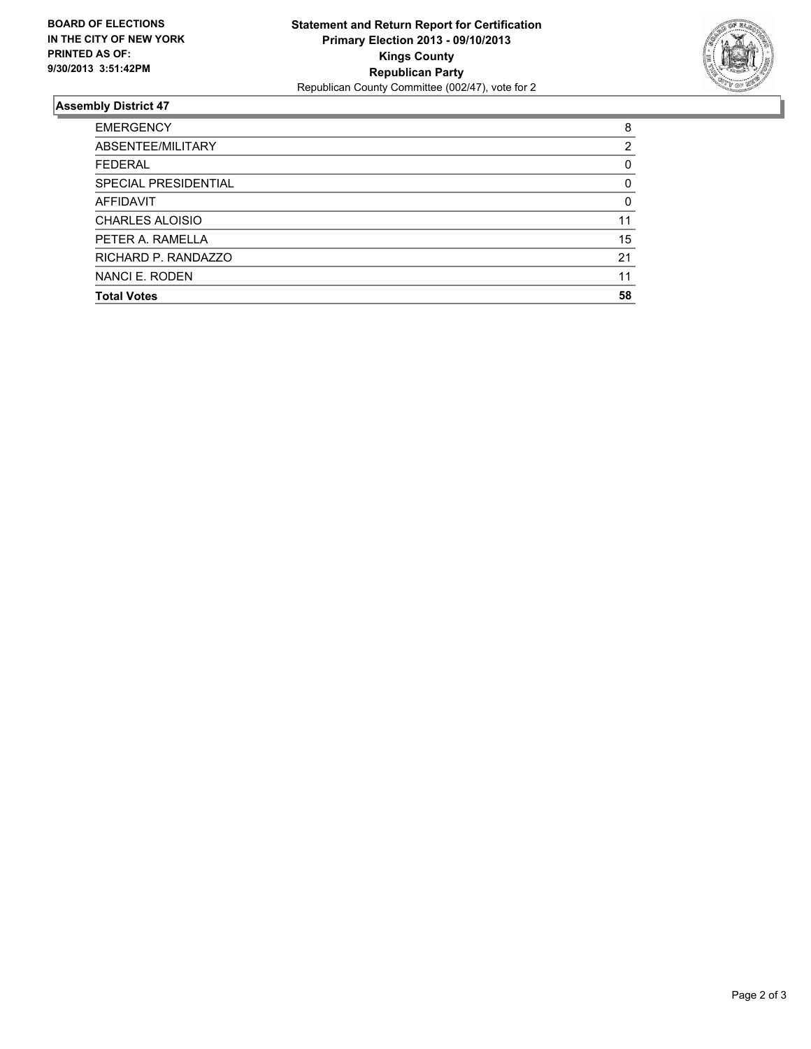**BOARD OF ELECTIONS IN THE CITY OF NEW YORK PRINTED AS OF: 9/30/2013 3:51:42PM**

**Statement and Return Report for Certification**
**Primary Election 2013 - 09/10/2013**
**Kings County**
**Republican Party**
Republican County Committee (002/47), vote for 2

### Assembly District 47

| | |
|---|---|
| EMERGENCY | 8 |
| ABSENTEE/MILITARY | 2 |
| FEDERAL | 0 |
| SPECIAL PRESIDENTIAL | 0 |
| AFFIDAVIT | 0 |
| CHARLES ALOISIO | 11 |
| PETER A. RAMELLA | 15 |
| RICHARD P. RANDAZZO | 21 |
| NANCI E. RODEN | 11 |
| **Total Votes** | **58** |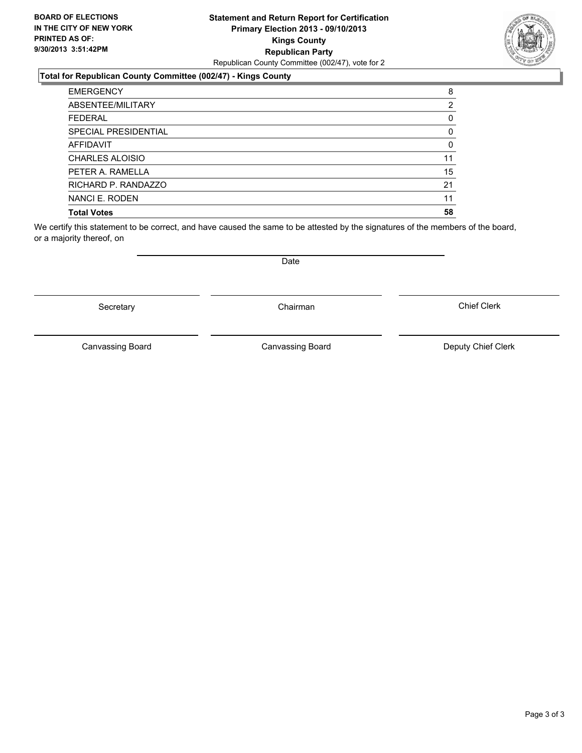**BOARD OF ELECTIONS**
**IN THE CITY OF NEW YORK**
**PRINTED AS OF:**
**9/30/2013 3:51:42PM**

**Statement and Return Report for Certification**
**Primary Election 2013 - 09/10/2013**
**Kings County**
**Republican Party**
Republican County Committee (002/47), vote for 2

### Total for Republican County Committee (002/47) - Kings County

| | |
|---|---|
| EMERGENCY | 8 |
| ABSENTEE/MILITARY | 2 |
| FEDERAL | 0 |
| SPECIAL PRESIDENTIAL | 0 |
| AFFIDAVIT | 0 |
| CHARLES ALOISIO | 11 |
| PETER A. RAMELLA | 15 |
| RICHARD P. RANDAZZO | 21 |
| NANCI E. RODEN | 11 |
| **Total Votes** | **58** |

We certify this statement to be correct, and have caused the same to be attested by the signatures of the members of the board, or a majority thereof, on

Date

Secretary | Chairman | Chief Clerk

Canvassing Board | Canvassing Board | Deputy Chief Clerk